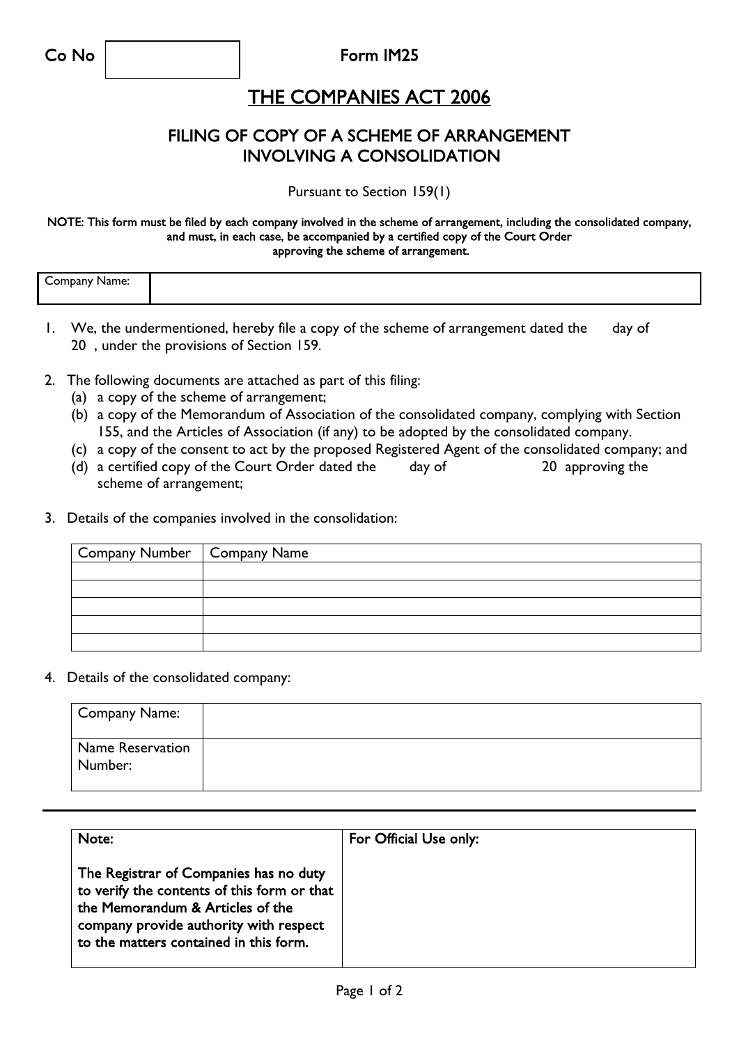| Co No | | Form IM25 |
|---|---|---|

# THE COMPANIES ACT 2006

## FILING OF COPY OF A SCHEME OF ARRANGEMENT INVOLVING A CONSOLIDATION

Pursuant to Section 159(1)

**NOTE: This form must be filed by each company involved in the scheme of arrangement, including the consolidated company, and must, in each case, be accompanied by a certified copy of the Court Order approving the scheme of arrangement.**

| Company Name: | |
|---|---|

1. We, the undermentioned, hereby file a copy of the scheme of arrangement dated the day of 20 , under the provisions of Section 159.

2. The following documents are attached as part of this filing:
   (a) a copy of the scheme of arrangement;
   (b) a copy of the Memorandum of Association of the consolidated company, complying with Section 155, and the Articles of Association (if any) to be adopted by the consolidated company.
   (c) a copy of the consent to act by the proposed Registered Agent of the consolidated company; and
   (d) a certified copy of the Court Order dated the day of 20 approving the scheme of arrangement;

3. Details of the companies involved in the consolidation:

| Company Number | Company Name |
|---|---|
| | |
| | |
| | |
| | |
| | |

4. Details of the consolidated company:

| Company Name: | |
|---|---|
| Name Reservation Number: | |

| Note:<br><br>The Registrar of Companies has no duty to verify the contents of this form or that the Memorandum & Articles of the company provide authority with respect to the matters contained in this form. | For Official Use only: |
|---|---|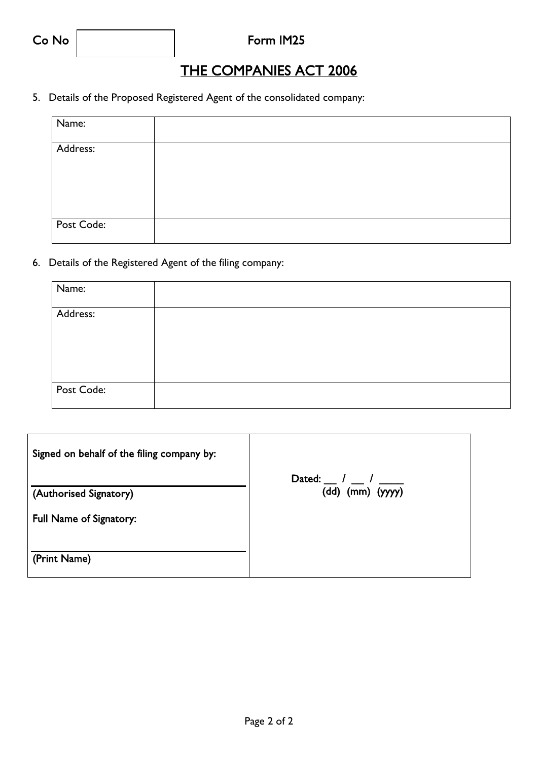Co No

Form IM25

# THE COMPANIES ACT 2006

5. Details of the Proposed Registered Agent of the consolidated company:

| | |
|---|---|
| Name: | |
| Address: | |
| Post Code: | |

6. Details of the Registered Agent of the filing company:

| | |
|---|---|
| Name: | |
| Address: | |
| Post Code: | |

| | |
|---|---|
| **Signed on behalf of the filing company by:**<br><br>______________________<br>**(Authorised Signatory)**<br><br>**Full Name of Signatory:**<br><br>______________________<br>**(Print Name)** | **Dated:** __ / __ / ____<br>**(dd) (mm) (yyyy)** |